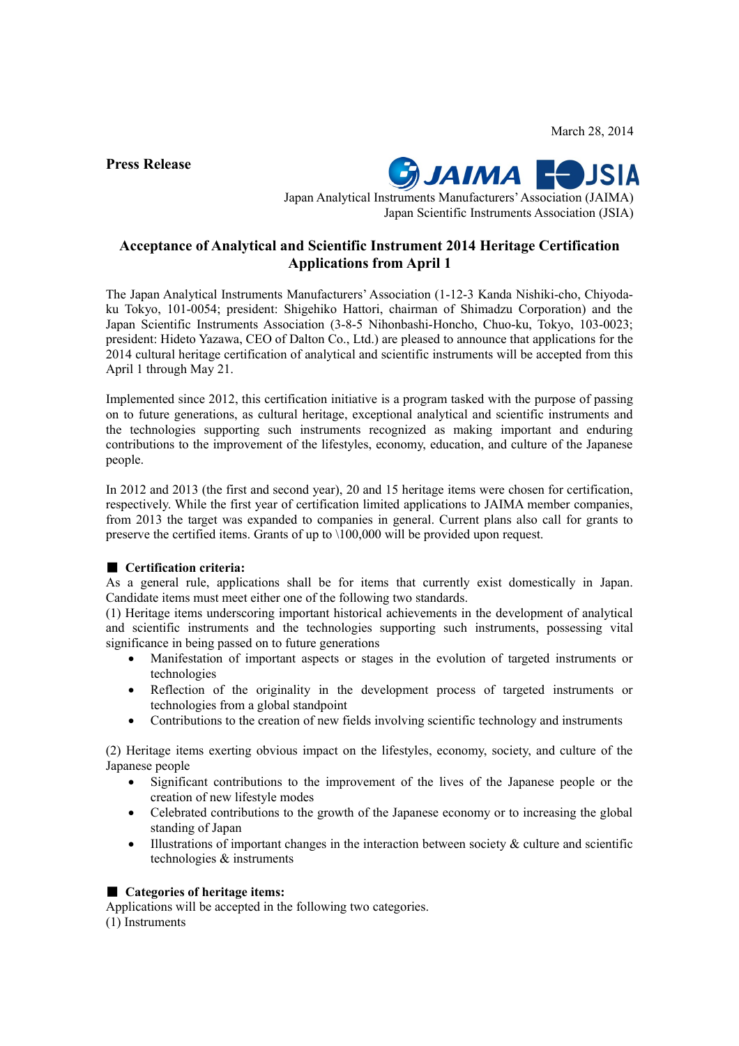March 28, 2014

**Press Release**

JAIMA JSIA

Japan Analytical Instruments Manufacturers' Association (JAIMA)
Japan Scientific Instruments Association (JSIA)

# Acceptance of Analytical and Scientific Instrument 2014 Heritage Certification Applications from April 1

The Japan Analytical Instruments Manufacturers' Association (1-12-3 Kanda Nishiki-cho, Chiyoda-ku Tokyo, 101-0054; president: Shigehiko Hattori, chairman of Shimadzu Corporation) and the Japan Scientific Instruments Association (3-8-5 Nihonbashi-Honcho, Chuo-ku, Tokyo, 103-0023; president: Hideto Yazawa, CEO of Dalton Co., Ltd.) are pleased to announce that applications for the 2014 cultural heritage certification of analytical and scientific instruments will be accepted from this April 1 through May 21.

Implemented since 2012, this certification initiative is a program tasked with the purpose of passing on to future generations, as cultural heritage, exceptional analytical and scientific instruments and the technologies supporting such instruments recognized as making important and enduring contributions to the improvement of the lifestyles, economy, education, and culture of the Japanese people.

In 2012 and 2013 (the first and second year), 20 and 15 heritage items were chosen for certification, respectively. While the first year of certification limited applications to JAIMA member companies, from 2013 the target was expanded to companies in general. Current plans also call for grants to preserve the certified items. Grants of up to \100,000 will be provided upon request.

## ■ Certification criteria:

As a general rule, applications shall be for items that currently exist domestically in Japan. Candidate items must meet either one of the following two standards.

(1) Heritage items underscoring important historical achievements in the development of analytical and scientific instruments and the technologies supporting such instruments, possessing vital significance in being passed on to future generations

- Manifestation of important aspects or stages in the evolution of targeted instruments or technologies
- Reflection of the originality in the development process of targeted instruments or technologies from a global standpoint
- Contributions to the creation of new fields involving scientific technology and instruments

(2) Heritage items exerting obvious impact on the lifestyles, economy, society, and culture of the Japanese people

- Significant contributions to the improvement of the lives of the Japanese people or the creation of new lifestyle modes
- Celebrated contributions to the growth of the Japanese economy or to increasing the global standing of Japan
- Illustrations of important changes in the interaction between society & culture and scientific technologies & instruments

## ■ Categories of heritage items:

Applications will be accepted in the following two categories.

(1) Instruments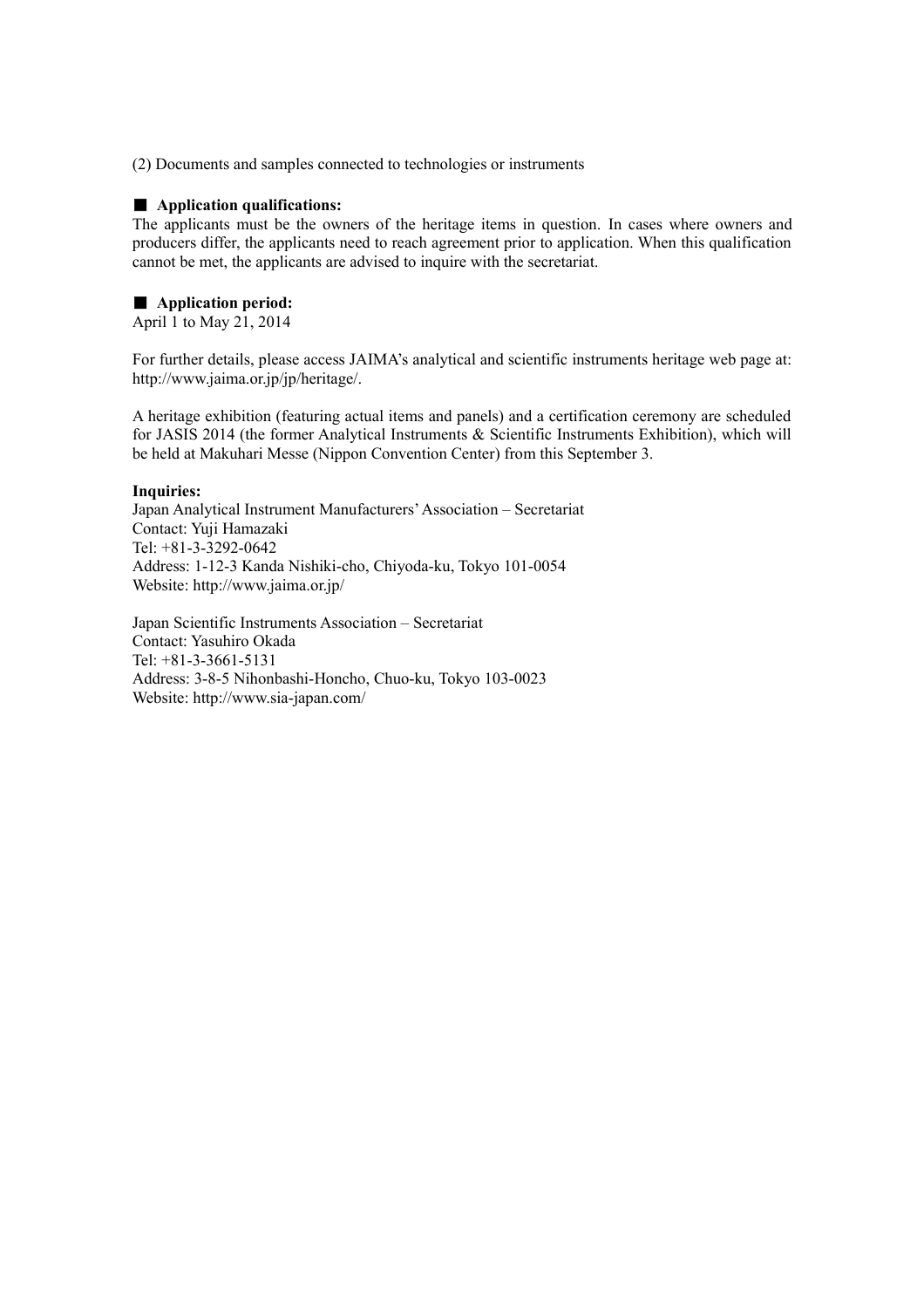(2) Documents and samples connected to technologies or instruments

■ **Application qualifications:**

The applicants must be the owners of the heritage items in question. In cases where owners and producers differ, the applicants need to reach agreement prior to application. When this qualification cannot be met, the applicants are advised to inquire with the secretariat.

■ **Application period:**

April 1 to May 21, 2014

For further details, please access JAIMA's analytical and scientific instruments heritage web page at: http://www.jaima.or.jp/jp/heritage/.

A heritage exhibition (featuring actual items and panels) and a certification ceremony are scheduled for JASIS 2014 (the former Analytical Instruments & Scientific Instruments Exhibition), which will be held at Makuhari Messe (Nippon Convention Center) from this September 3.

**Inquiries:**

Japan Analytical Instrument Manufacturers' Association – Secretariat
Contact: Yuji Hamazaki
Tel: +81-3-3292-0642
Address: 1-12-3 Kanda Nishiki-cho, Chiyoda-ku, Tokyo 101-0054
Website: http://www.jaima.or.jp/

Japan Scientific Instruments Association – Secretariat
Contact: Yasuhiro Okada
Tel: +81-3-3661-5131
Address: 3-8-5 Nihonbashi-Honcho, Chuo-ku, Tokyo 103-0023
Website: http://www.sia-japan.com/